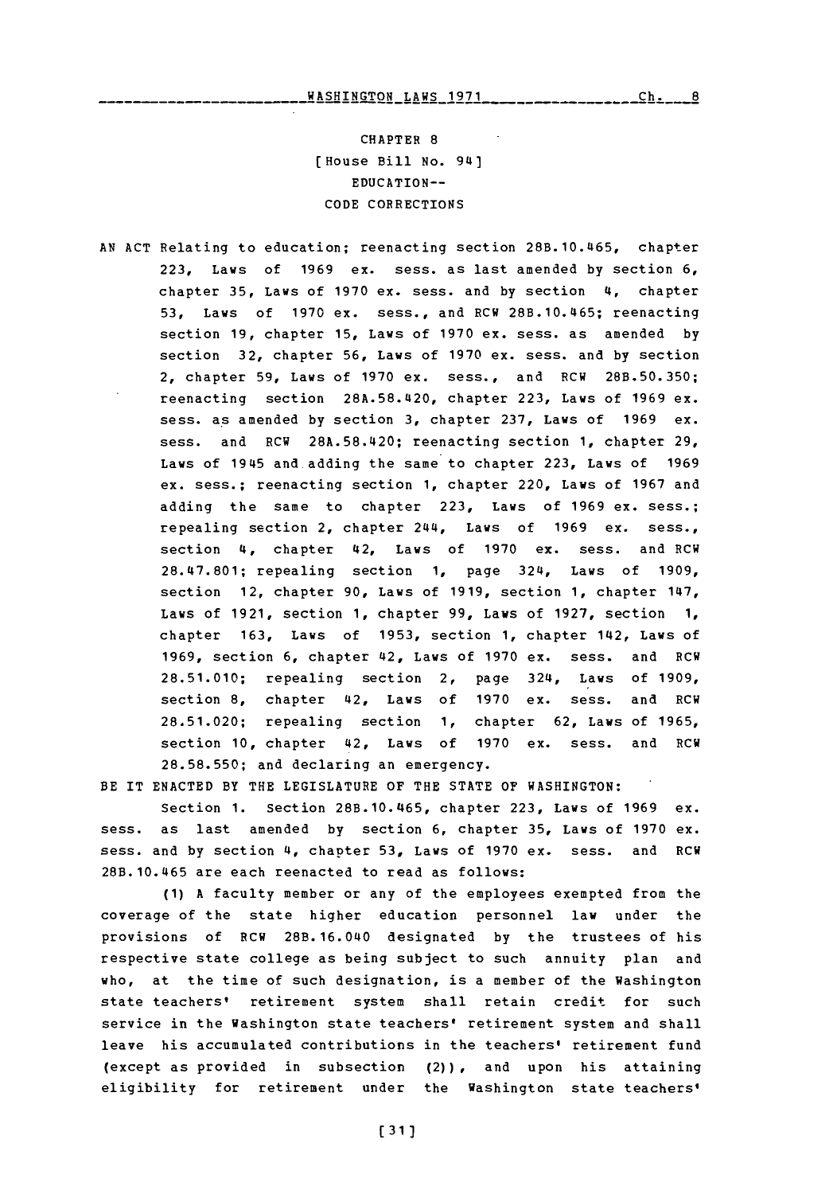CHAPTER 8

[House Bill No. 94]

EDUCATION--

CODE CORRECTIONS

AN ACT Relating to education; reenacting section 28B.10.465, chapter 223, Laws of 1969 ex. sess. as last amended by section 6, chapter 35, Laws of 1970 ex. sess. and by section 4, chapter 53, Laws of 1970 ex. sess., and RCW 28B.10.465; reenacting section 19, chapter 15, Laws of 1970 ex. sess. as amended by section 32, chapter 56, Laws of 1970 ex. sess. and by section 2, chapter 59, Laws of 1970 ex. sess., and RCW 28B.50.350; reenacting section 28A.58.420, chapter 223, Laws of 1969 ex. sess. as amended by section 3, chapter 237, Laws of 1969 ex. sess. and RCW 28A.58.420; reenacting section 1, chapter 29, Laws of 1945 and adding the same to chapter 223, Laws of 1969 ex. sess.; reenacting section 1, chapter 220, Laws of 1967 and adding the same to chapter 223, Laws of 1969 ex. sess.; repealing section 2, chapter 244, Laws of 1969 ex. sess., section 4, chapter 42, Laws of 1970 ex. sess. and RCW 28.47.801; repealing section 1, page 324, Laws of 1909, section 12, chapter 90, Laws of 1919, section 1, chapter 147, Laws of 1921, section 1, chapter 99, Laws of 1927, section 1, chapter 163, Laws of 1953, section 1, chapter 142, Laws of 1969, section 6, chapter 42, Laws of 1970 ex. sess. and RCW 28.51.010; repealing section 2, page 324, Laws of 1909, section 8, chapter 42, Laws of 1970 ex. sess. and RCW 28.51.020; repealing section 1, chapter 62, Laws of 1965, section 10, chapter 42, Laws of 1970 ex. sess. and RCW 28.58.550; and declaring an emergency.

BE IT ENACTED BY THE LEGISLATURE OF THE STATE OF WASHINGTON:

Section 1. Section 28B.10.465, chapter 223, Laws of 1969 ex. sess. as last amended by section 6, chapter 35, Laws of 1970 ex. sess. and by section 4, chapter 53, Laws of 1970 ex. sess. and RCW 28B.10.465 are each reenacted to read as follows:

(1) A faculty member or any of the employees exempted from the coverage of the state higher education personnel law under the provisions of RCW 28B.16.040 designated by the trustees of his respective state college as being subject to such annuity plan and who, at the time of such designation, is a member of the Washington state teachers' retirement system shall retain credit for such service in the Washington state teachers' retirement system and shall leave his accumulated contributions in the teachers' retirement fund (except as provided in subsection (2)), and upon his attaining eligibility for retirement under the Washington state teachers'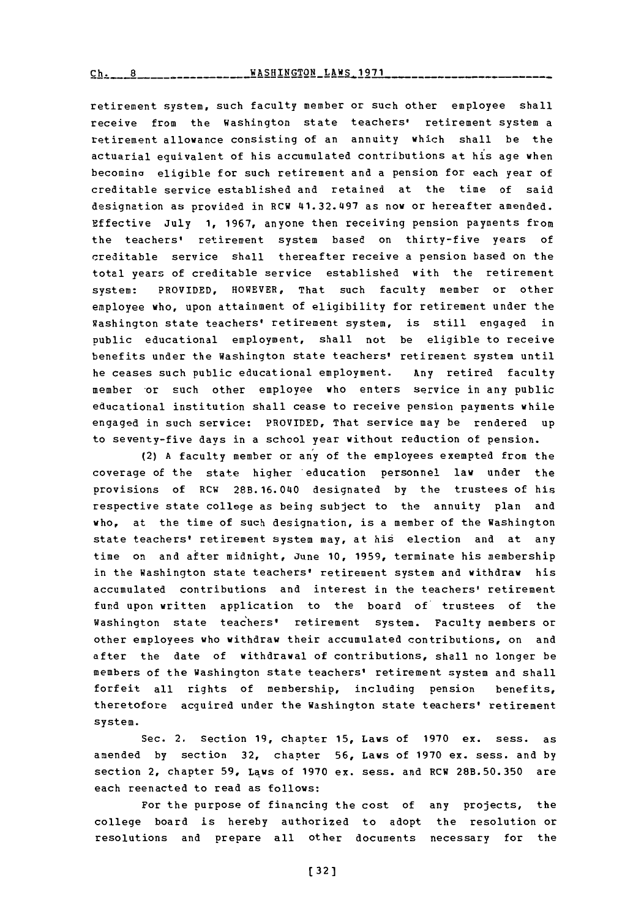retirement system, such faculty member or such other employee shall receive from the Washington state teachers' retirement system a retirement allowance consisting of an annuity which shall be the actuarial equivalent of his accumulated contributions at his age when becoming eligible for such retirement and a pension for each year of creditable service established and retained at the time of said designation as provided in RCW 41.32.497 as now or hereafter amended. Effective July 1, 1967, anyone then receiving pension payments from the teachers' retirement system based on thirty-five years of creditable service shall thereafter receive a pension based on the total years of creditable service established with the retirement system: PROVIDED, HOWEVER, That such faculty member or other employee who, upon attainment of eligibility for retirement under the Washington state teachers' retirement system, is still engaged in public educational employment, shall not be eligible to receive benefits under the Washington state teachers' retirement system until he ceases such public educational employment. Any retired faculty member or such other employee who enters service in any public educational institution shall cease to receive pension payments while engaged in such service: PROVIDED, That service may be rendered up to seventy-five days in a school year without reduction of pension.

(2) A faculty member or any of the employees exempted from the coverage of the state higher education personnel law under the provisions of RCW 28B.16.040 designated by the trustees of his respective state college as being subject to the annuity plan and who, at the time of such designation, is a member of the Washington state teachers' retirement system may, at his election and at any time on and after midnight, June 10, 1959, terminate his membership in the Washington state teachers' retirement system and withdraw his accumulated contributions and interest in the teachers' retirement fund upon written application to the board of trustees of the Washington state teachers' retirement system. Faculty members or other employees who withdraw their accumulated contributions, on and after the date of withdrawal of contributions, shall no longer be members of the Washington state teachers' retirement system and shall forfeit all rights of membership, including pension benefits, theretofore acquired under the Washington state teachers' retirement system.

Sec. 2. Section 19, chapter 15, Laws of 1970 ex. sess. as amended by section 32, chapter 56, Laws of 1970 ex. sess. and by section 2, chapter 59, Laws of 1970 ex. sess. and RCW 28B.50.350 are each reenacted to read as follows:

For the purpose of financing the cost of any projects, the college board is hereby authorized to adopt the resolution or resolutions and prepare all other documents necessary for the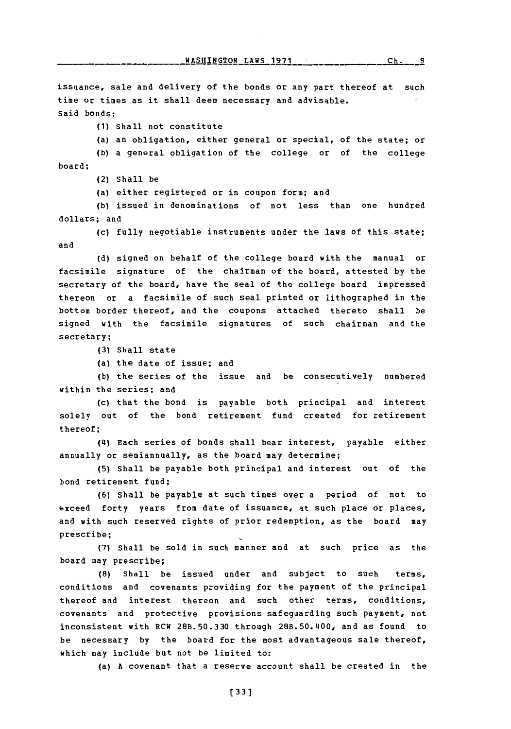issuance, sale and delivery of the bonds or any part thereof at such time or times as it shall deem necessary and advisable.

Said bonds:

(1) Shall not constitute

(a) an obligation, either general or special, of the state; or

(b) a general obligation of the college or of the college board;

(2) Shall be

(a) either registered or in coupon form; and

(b) issued in denominations of not less than one hundred dollars; and

(c) fully negotiable instruments under the laws of this state; and

(d) signed on behalf of the college board with the manual or facsimile signature of the chairman of the board, attested by the secretary of the board, have the seal of the college board impressed thereon or a facsimile of such seal printed or lithographed in the bottom border thereof, and the coupons attached thereto shall be signed with the facsimile signatures of such chairman and the secretary;

(3) Shall state

(a) the date of issue; and

(b) the series of the issue and be consecutively numbered within the series; and

(c) that the bond is payable both principal and interest solely out of the bond retirement fund created for retirement thereof;

(4) Each series of bonds shall bear interest, payable either annually or semiannually, as the board may determine;

(5) Shall be payable both principal and interest out of the bond retirement fund;

(6) Shall be payable at such times over a period of not to exceed forty years from date of issuance, at such place or places, and with such reserved rights of prior redemption, as the board may prescribe;

(7) Shall be sold in such manner and at such price as the board may prescribe;

(8) Shall be issued under and subject to such terms, conditions and covenants providing for the payment of the principal thereof and interest thereon and such other terms, conditions, covenants and protective provisions safeguarding such payment, not inconsistent with RCW 28B.50.330 through 28B.50.400, and as found to be necessary by the board for the most advantageous sale thereof, which may include but not be limited to:

(a) A covenant that a reserve account shall be created in the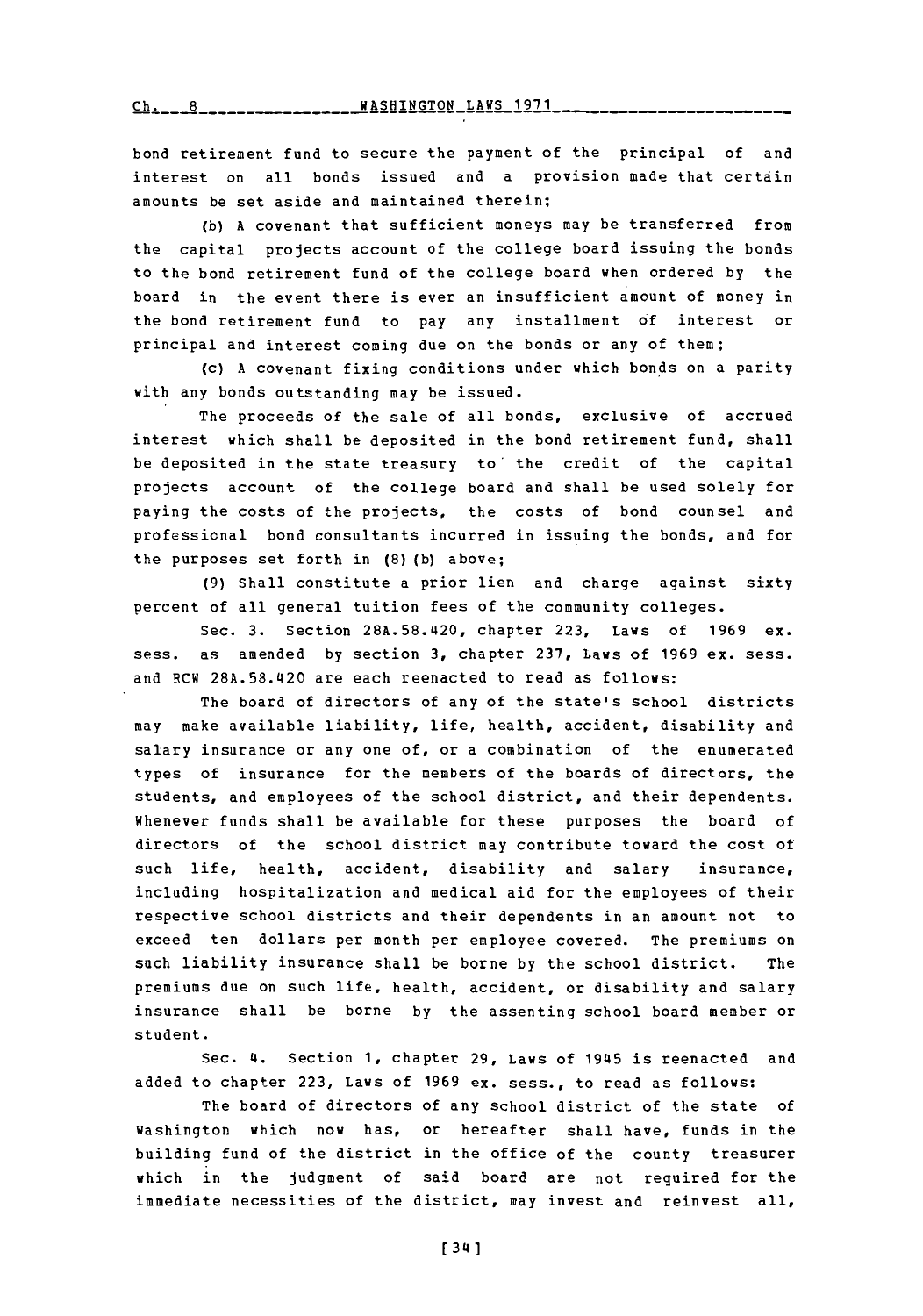bond retirement fund to secure the payment of the principal of and interest on all bonds issued and a provision made that certain amounts be set aside and maintained therein;

(b) A covenant that sufficient moneys may be transferred from the capital projects account of the college board issuing the bonds to the bond retirement fund of the college board when ordered by the board in the event there is ever an insufficient amount of money in the bond retirement fund to pay any installment of interest or principal and interest coming due on the bonds or any of them;

(c) A covenant fixing conditions under which bonds on a parity with any bonds outstanding may be issued.

The proceeds of the sale of all bonds, exclusive of accrued interest which shall be deposited in the bond retirement fund, shall be deposited in the state treasury to the credit of the capital projects account of the college board and shall be used solely for paying the costs of the projects, the costs of bond counsel and professional bond consultants incurred in issuing the bonds, and for the purposes set forth in (8)(b) above;

(9) Shall constitute a prior lien and charge against sixty percent of all general tuition fees of the community colleges.

Sec. 3. Section 28A.58.420, chapter 223, Laws of 1969 ex. sess. as amended by section 3, chapter 237, Laws of 1969 ex. sess. and RCW 28A.58.420 are each reenacted to read as follows:

The board of directors of any of the state's school districts may make available liability, life, health, accident, disability and salary insurance or any one of, or a combination of the enumerated types of insurance for the members of the boards of directors, the students, and employees of the school district, and their dependents. Whenever funds shall be available for these purposes the board of directors of the school district may contribute toward the cost of such life, health, accident, disability and salary insurance, including hospitalization and medical aid for the employees of their respective school districts and their dependents in an amount not to exceed ten dollars per month per employee covered. The premiums on such liability insurance shall be borne by the school district. The premiums due on such life, health, accident, or disability and salary insurance shall be borne by the assenting school board member or student.

Sec. 4. Section 1, chapter 29, Laws of 1945 is reenacted and added to chapter 223, Laws of 1969 ex. sess., to read as follows:

The board of directors of any school district of the state of Washington which now has, or hereafter shall have, funds in the building fund of the district in the office of the county treasurer which in the judgment of said board are not required for the immediate necessities of the district, may invest and reinvest all,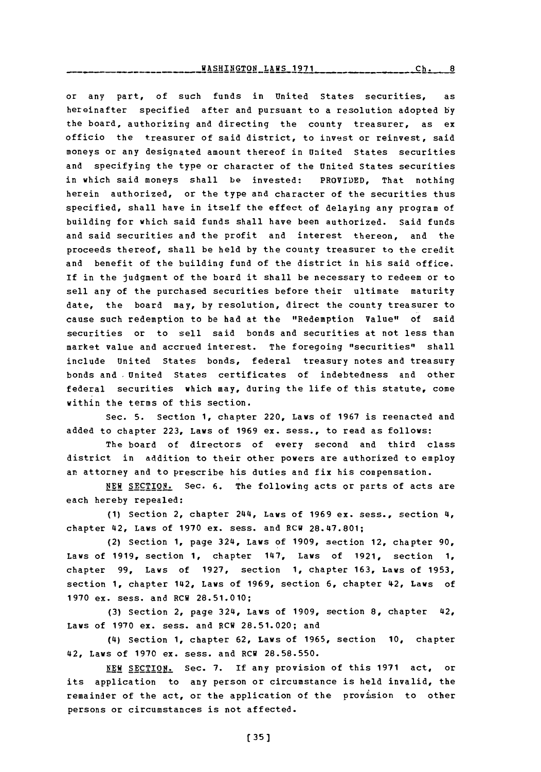or any part, of such funds in United States securities, as hereinafter specified after and pursuant to a resolution adopted by the board, authorizing and directing the county treasurer, as ex officio the treasurer of said district, to invest or reinvest, said moneys or any designated amount thereof in United States securities and specifying the type or character of the United States securities in which said moneys shall be invested: PROVIDED, That nothing herein authorized, or the type and character of the securities thus specified, shall have in itself the effect of delaying any program of building for which said funds shall have been authorized. Said funds and said securities and the profit and interest thereon, and the proceeds thereof, shall be held by the county treasurer to the credit and benefit of the building fund of the district in his said office. If in the judgment of the board it shall be necessary to redeem or to sell any of the purchased securities before their ultimate maturity date, the board may, by resolution, direct the county treasurer to cause such redemption to be had at the "Redemption Value" of said securities or to sell said bonds and securities at not less than market value and accrued interest. The foregoing "securities" shall include United States bonds, federal treasury notes and treasury bonds and United States certificates of indebtedness and other federal securities which may, during the life of this statute, come within the terms of this section.

Sec. 5. Section 1, chapter 220, Laws of 1967 is reenacted and added to chapter 223, Laws of 1969 ex. sess., to read as follows:

The board of directors of every second and third class district in addition to their other powers are authorized to employ an attorney and to prescribe his duties and fix his compensation.

NEW SECTION. Sec. 6. The following acts or parts of acts are each hereby repealed:

(1) Section 2, chapter 244, Laws of 1969 ex. sess., section 4, chapter 42, Laws of 1970 ex. sess. and RCW 28.47.801;

(2) Section 1, page 324, Laws of 1909, section 12, chapter 90, Laws of 1919, section 1, chapter 147, Laws of 1921, section 1, chapter 99, Laws of 1927, section 1, chapter 163, Laws of 1953, section 1, chapter 142, Laws of 1969, section 6, chapter 42, Laws of 1970 ex. sess. and RCW 28.51.010;

(3) Section 2, page 324, Laws of 1909, section 8, chapter 42, Laws of 1970 ex. sess. and RCW 28.51.020; and

(4) Section 1, chapter 62, Laws of 1965, section 10, chapter 42, Laws of 1970 ex. sess. and RCW 28.58.550.

NEW SECTION. Sec. 7. If any provision of this 1971 act, or its application to any person or circumstance is held invalid, the remainder of the act, or the application of the provision to other persons or circumstances is not affected.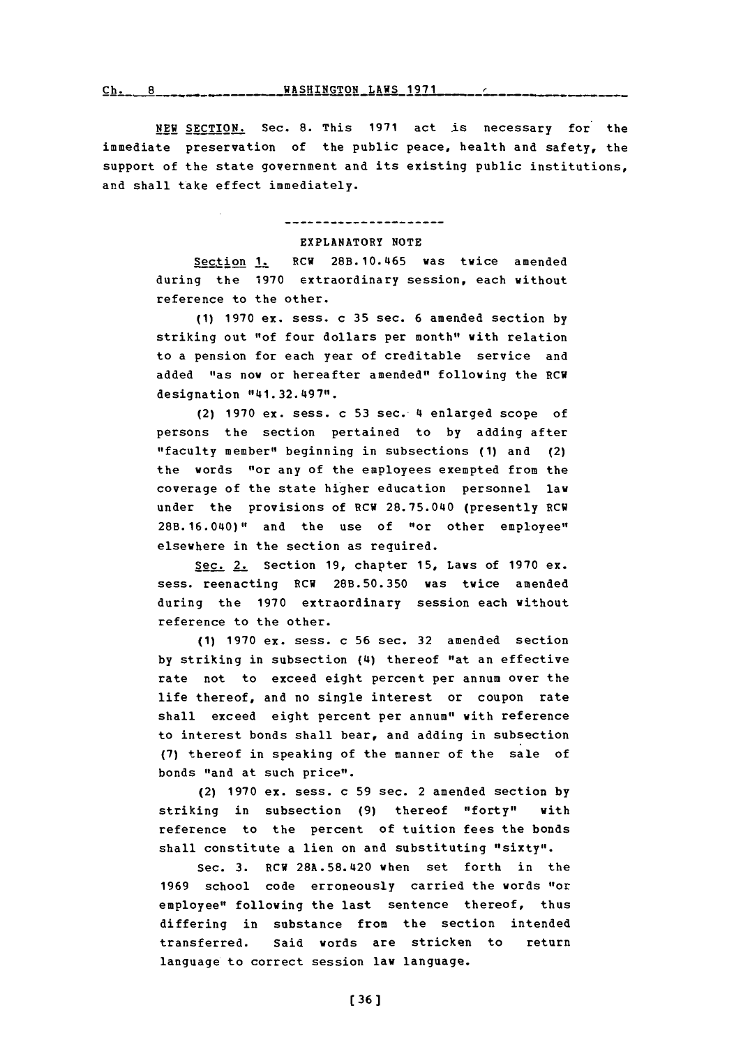NEW SECTION. Sec. 8. This 1971 act is necessary for the immediate preservation of the public peace, health and safety, the support of the state government and its existing public institutions, and shall take effect immediately.

---

EXPLANATORY NOTE

Section 1. RCW 28B.10.465 was twice amended during the 1970 extraordinary session, each without reference to the other.

(1) 1970 ex. sess. c 35 sec. 6 amended section by striking out "of four dollars per month" with relation to a pension for each year of creditable service and added "as now or hereafter amended" following the RCW designation "41.32.497".

(2) 1970 ex. sess. c 53 sec. 4 enlarged scope of persons the section pertained to by adding after "faculty member" beginning in subsections (1) and (2) the words "or any of the employees exempted from the coverage of the state higher education personnel law under the provisions of RCW 28.75.040 (presently RCW 28B.16.040)" and the use of "or other employee" elsewhere in the section as required.

Sec. 2. Section 19, chapter 15, Laws of 1970 ex. sess. reenacting RCW 28B.50.350 was twice amended during the 1970 extraordinary session each without reference to the other.

(1) 1970 ex. sess. c 56 sec. 32 amended section by striking in subsection (4) thereof "at an effective rate not to exceed eight percent per annum over the life thereof, and no single interest or coupon rate shall exceed eight percent per annum" with reference to interest bonds shall bear, and adding in subsection (7) thereof in speaking of the manner of the sale of bonds "and at such price".

(2) 1970 ex. sess. c 59 sec. 2 amended section by striking in subsection (9) thereof "forty" with reference to the percent of tuition fees the bonds shall constitute a lien on and substituting "sixty".

Sec. 3. RCW 28A.58.420 when set forth in the 1969 school code erroneously carried the words "or employee" following the last sentence thereof, thus differing in substance from the section intended transferred. Said words are stricken to return language to correct session law language.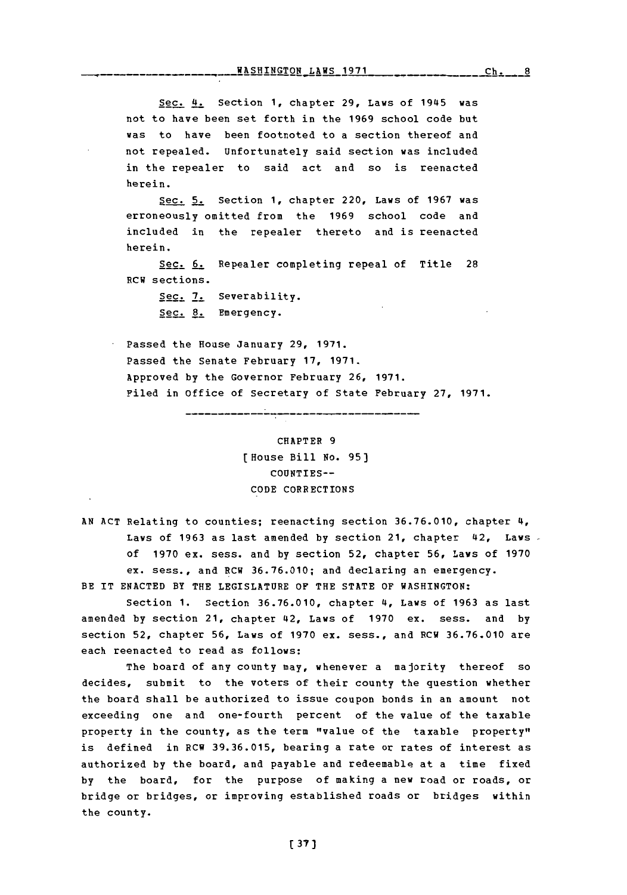Sec. 4. Section 1, chapter 29, Laws of 1945 was not to have been set forth in the 1969 school code but was to have been footnoted to a section thereof and not repealed. Unfortunately said section was included in the repealer to said act and so is reenacted herein.

Sec. 5. Section 1, chapter 220, Laws of 1967 was erroneously omitted from the 1969 school code and included in the repealer thereto and is reenacted herein.

Sec. 6. Repealer completing repeal of Title 28 RCW sections.

Sec. 7. Severability.

Sec. 8. Emergency.

Passed the House January 29, 1971.
Passed the Senate February 17, 1971.
Approved by the Governor February 26, 1971.
Filed in Office of Secretary of State February 27, 1971.

---

## CHAPTER 9
### [House Bill No. 95]
### COUNTIES--
### CODE CORRECTIONS

AN ACT Relating to counties; reenacting section 36.76.010, chapter 4, Laws of 1963 as last amended by section 21, chapter 42, Laws of 1970 ex. sess. and by section 52, chapter 56, Laws of 1970 ex. sess., and RCW 36.76.010; and declaring an emergency.

BE IT ENACTED BY THE LEGISLATURE OF THE STATE OF WASHINGTON:

Section 1. Section 36.76.010, chapter 4, Laws of 1963 as last amended by section 21, chapter 42, Laws of 1970 ex. sess. and by section 52, chapter 56, Laws of 1970 ex. sess., and RCW 36.76.010 are each reenacted to read as follows:

The board of any county may, whenever a majority thereof so decides, submit to the voters of their county the question whether the board shall be authorized to issue coupon bonds in an amount not exceeding one and one-fourth percent of the value of the taxable property in the county, as the term "value of the taxable property" is defined in RCW 39.36.015, bearing a rate or rates of interest as authorized by the board, and payable and redeemable at a time fixed by the board, for the purpose of making a new road or roads, or bridge or bridges, or improving established roads or bridges within the county.